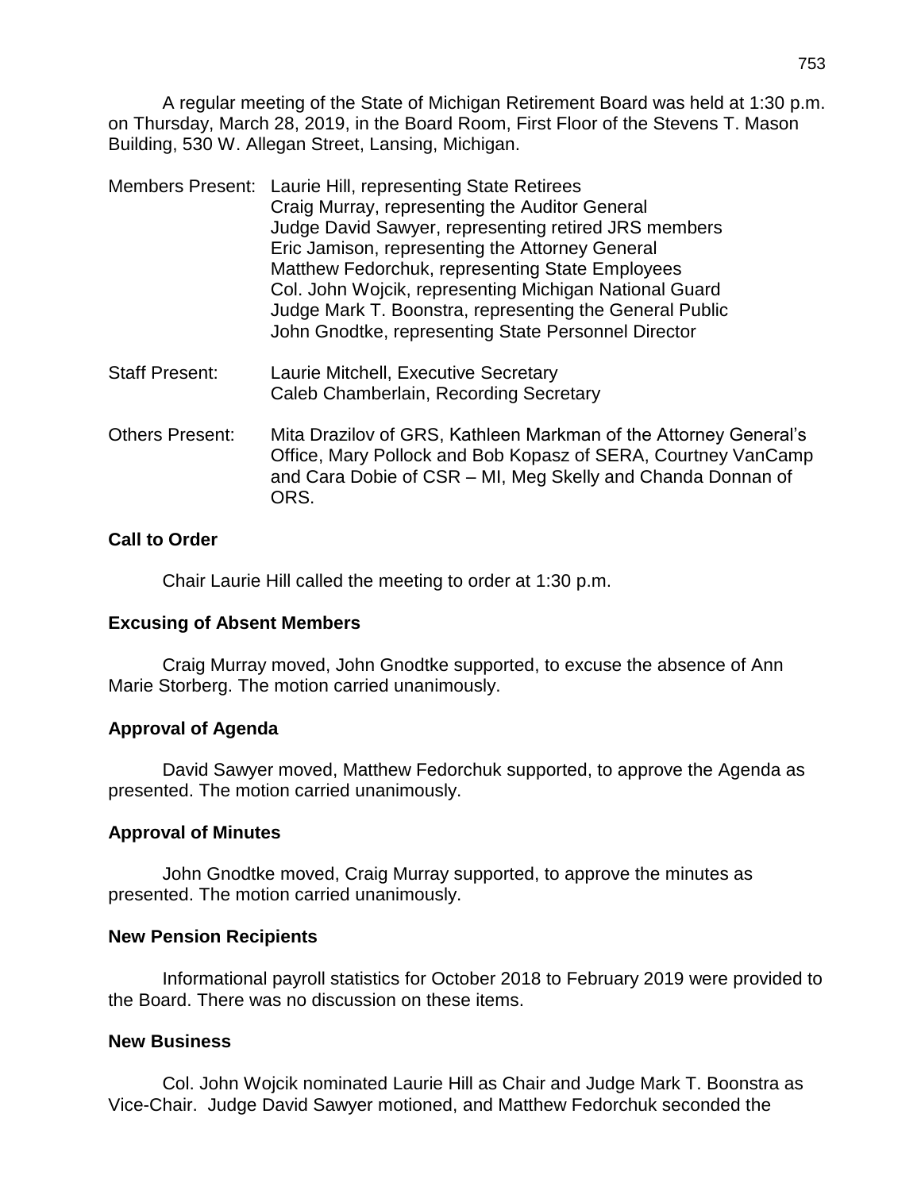A regular meeting of the State of Michigan Retirement Board was held at 1:30 p.m. on Thursday, March 28, 2019, in the Board Room, First Floor of the Stevens T. Mason Building, 530 W. Allegan Street, Lansing, Michigan.

Members Present: Laurie Hill, representing State Retirees
Craig Murray, representing the Auditor General
Judge David Sawyer, representing retired JRS members
Eric Jamison, representing the Attorney General
Matthew Fedorchuk, representing State Employees
Col. John Wojcik, representing Michigan National Guard
Judge Mark T. Boonstra, representing the General Public
John Gnodtke, representing State Personnel Director

Staff Present: Laurie Mitchell, Executive Secretary
Caleb Chamberlain, Recording Secretary

Others Present: Mita Drazilov of GRS, Kathleen Markman of the Attorney General's Office, Mary Pollock and Bob Kopasz of SERA, Courtney VanCamp and Cara Dobie of CSR – MI, Meg Skelly and Chanda Donnan of ORS.

**Call to Order**

Chair Laurie Hill called the meeting to order at 1:30 p.m.

**Excusing of Absent Members**

Craig Murray moved, John Gnodtke supported, to excuse the absence of Ann Marie Storberg. The motion carried unanimously.

**Approval of Agenda**

David Sawyer moved, Matthew Fedorchuk supported, to approve the Agenda as presented. The motion carried unanimously.

**Approval of Minutes**

John Gnodtke moved, Craig Murray supported, to approve the minutes as presented. The motion carried unanimously.

**New Pension Recipients**

Informational payroll statistics for October 2018 to February 2019 were provided to the Board. There was no discussion on these items.

**New Business**

Col. John Wojcik nominated Laurie Hill as Chair and Judge Mark T. Boonstra as Vice-Chair. Judge David Sawyer motioned, and Matthew Fedorchuk seconded the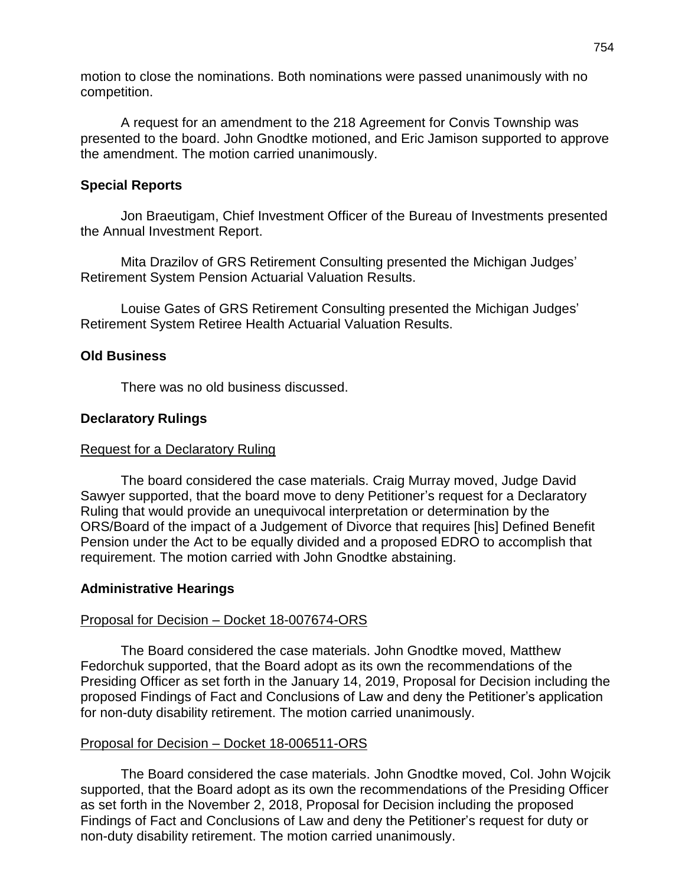motion to close the nominations. Both nominations were passed unanimously with no competition.

A request for an amendment to the 218 Agreement for Convis Township was presented to the board. John Gnodtke motioned, and Eric Jamison supported to approve the amendment. The motion carried unanimously.

**Special Reports**

Jon Braeutigam, Chief Investment Officer of the Bureau of Investments presented the Annual Investment Report.

Mita Drazilov of GRS Retirement Consulting presented the Michigan Judges' Retirement System Pension Actuarial Valuation Results.

Louise Gates of GRS Retirement Consulting presented the Michigan Judges' Retirement System Retiree Health Actuarial Valuation Results.

**Old Business**

There was no old business discussed.

**Declaratory Rulings**

Request for a Declaratory Ruling

The board considered the case materials. Craig Murray moved, Judge David Sawyer supported, that the board move to deny Petitioner's request for a Declaratory Ruling that would provide an unequivocal interpretation or determination by the ORS/Board of the impact of a Judgement of Divorce that requires [his] Defined Benefit Pension under the Act to be equally divided and a proposed EDRO to accomplish that requirement. The motion carried with John Gnodtke abstaining.

**Administrative Hearings**

Proposal for Decision – Docket 18-007674-ORS

The Board considered the case materials. John Gnodtke moved, Matthew Fedorchuk supported, that the Board adopt as its own the recommendations of the Presiding Officer as set forth in the January 14, 2019, Proposal for Decision including the proposed Findings of Fact and Conclusions of Law and deny the Petitioner's application for non-duty disability retirement. The motion carried unanimously.

Proposal for Decision – Docket 18-006511-ORS

The Board considered the case materials. John Gnodtke moved, Col. John Wojcik supported, that the Board adopt as its own the recommendations of the Presiding Officer as set forth in the November 2, 2018, Proposal for Decision including the proposed Findings of Fact and Conclusions of Law and deny the Petitioner's request for duty or non-duty disability retirement. The motion carried unanimously.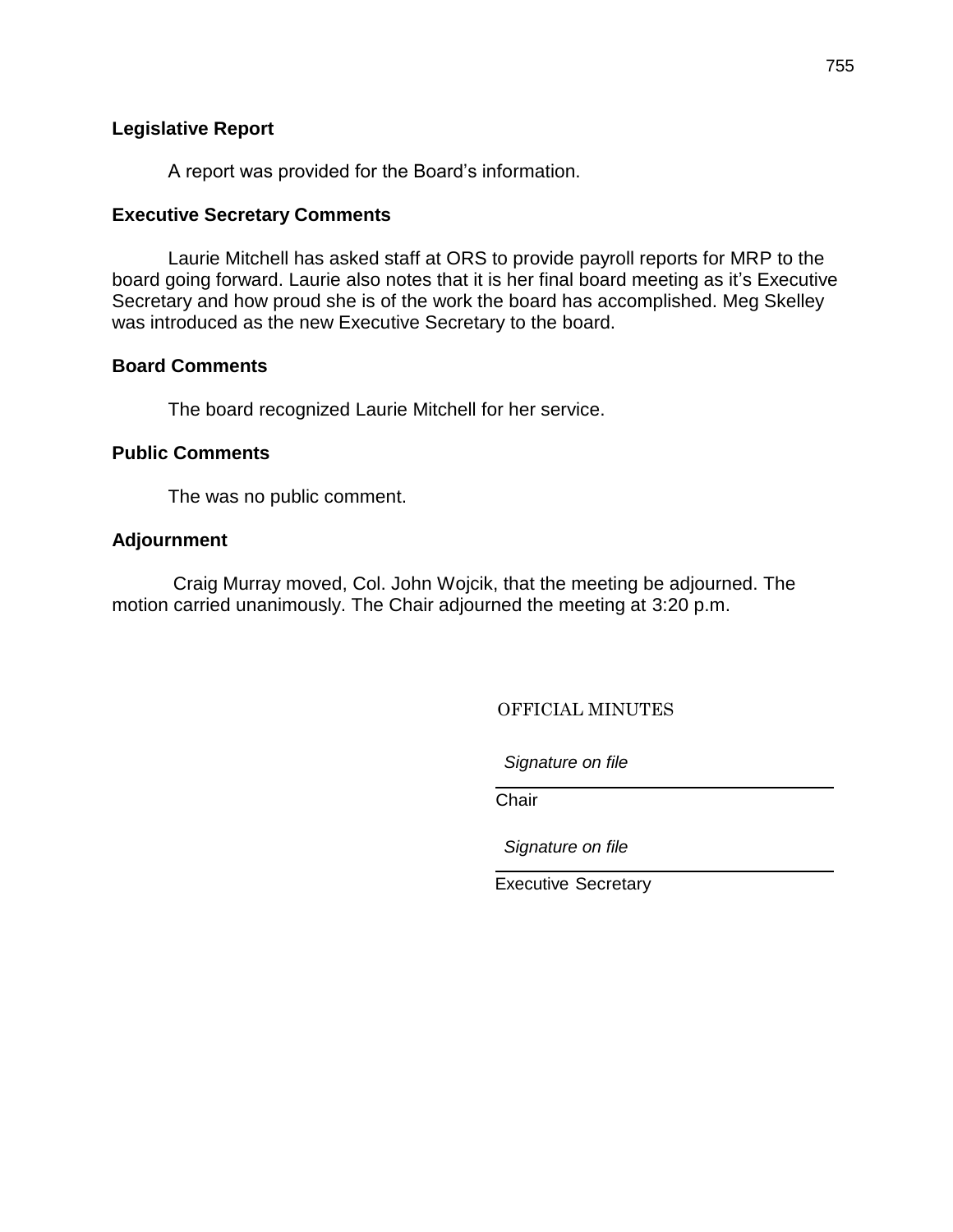### Legislative Report

A report was provided for the Board's information.

### Executive Secretary Comments

Laurie Mitchell has asked staff at ORS to provide payroll reports for MRP to the board going forward. Laurie also notes that it is her final board meeting as it's Executive Secretary and how proud she is of the work the board has accomplished. Meg Skelley was introduced as the new Executive Secretary to the board.

### Board Comments

The board recognized Laurie Mitchell for her service.

### Public Comments

The was no public comment.

### Adjournment

Craig Murray moved, Col. John Wojcik, that the meeting be adjourned. The motion carried unanimously. The Chair adjourned the meeting at 3:20 p.m.

OFFICIAL MINUTES

*Signature on file*

Chair

*Signature on file*

Executive Secretary